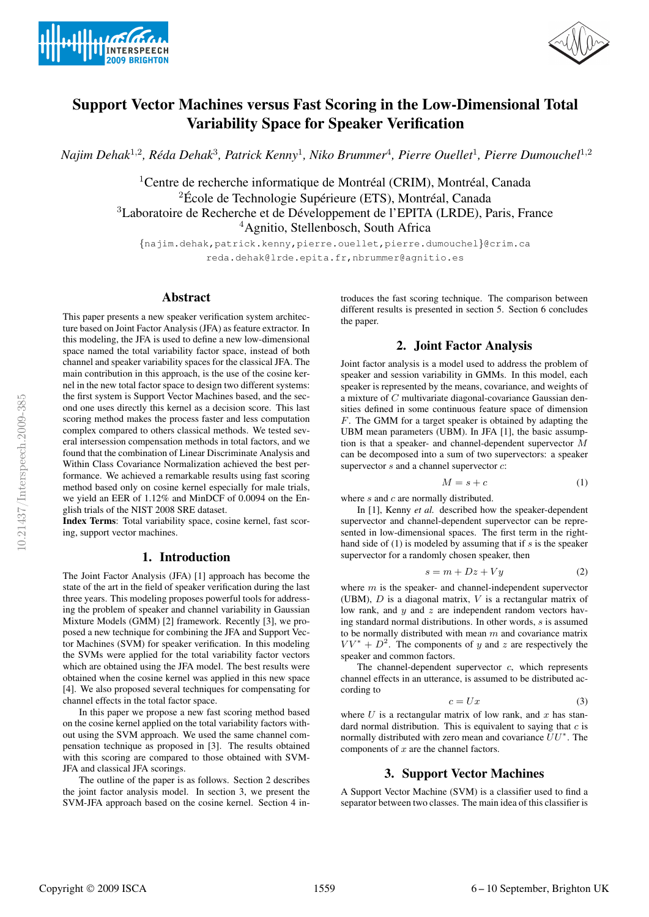# Support Vector Machines versus Fast Scoring in the Low-Dimensional Total Variability Space for Speaker Verification

*Najim Dehak[1,2], Réda Dehak[3], Patrick Kenny[1], Niko Brummer[4], Pierre Ouellet[1], Pierre Dumouchel[1,2]*

[1]Centre de recherche informatique de Montréal (CRIM), Montréal, Canada
[2]École de Technologie Supérieure (ETS), Montréal, Canada
[3]Laboratoire de Recherche et de Développement de l'EPITA (LRDE), Paris, France
[4]Agnitio, Stellenbosch, South Africa

{najim.dehak,patrick.kenny,pierre.ouellet,pierre.dumouchel}@crim.ca
reda.dehak@lrde.epita.fr,nbrummer@agnitio.es

## Abstract

This paper presents a new speaker verification system architecture based on Joint Factor Analysis (JFA) as feature extractor. In this modeling, the JFA is used to define a new low-dimensional space named the total variability factor space, instead of both channel and speaker variability spaces for the classical JFA. The main contribution in this approach, is the use of the cosine kernel in the new total factor space to design two different systems: the first system is Support Vector Machines based, and the second one uses directly this kernel as a decision score. This last scoring method makes the process faster and less computation complex compared to others classical methods. We tested several intersession compensation methods in total factors, and we found that the combination of Linear Discriminate Analysis and Within Class Covariance Normalization achieved the best performance. We achieved a remarkable results using fast scoring method based only on cosine kernel especially for male trials, we yield an EER of 1.12% and MinDCF of 0.0094 on the English trials of the NIST 2008 SRE dataset.

**Index Terms**: Total variability space, cosine kernel, fast scoring, support vector machines.

## 1. Introduction

The Joint Factor Analysis (JFA) [1] approach has become the state of the art in the field of speaker verification during the last three years. This modeling proposes powerful tools for addressing the problem of speaker and channel variability in Gaussian Mixture Models (GMM) [2] framework. Recently [3], we proposed a new technique for combining the JFA and Support Vector Machines (SVM) for speaker verification. In this modeling the SVMs were applied for the total variability factor vectors which are obtained using the JFA model. The best results were obtained when the cosine kernel was applied in this new space [4]. We also proposed several techniques for compensating for channel effects in the total factor space.

In this paper we propose a new fast scoring method based on the cosine kernel applied on the total variability factors without using the SVM approach. We used the same channel compensation technique as proposed in [3]. The results obtained with this scoring are compared to those obtained with SVM-JFA and classical JFA scorings.

The outline of the paper is as follows. Section 2 describes the joint factor analysis model. In section 3, we present the SVM-JFA approach based on the cosine kernel. Section 4 introduces the fast scoring technique. The comparison between different results is presented in section 5. Section 6 concludes the paper.

## 2. Joint Factor Analysis

Joint factor analysis is a model used to address the problem of speaker and session variability in GMMs. In this model, each speaker is represented by the means, covariance, and weights of a mixture of $C$ multivariate diagonal-covariance Gaussian densities defined in some continuous feature space of dimension $F$. The GMM for a target speaker is obtained by adapting the UBM mean parameters (UBM). In JFA [1], the basic assumption is that a speaker- and channel-dependent supervector $M$ can be decomposed into a sum of two supervectors: a speaker supervector $s$ and a channel supervector $c$:

$$M = s + c \tag{1}$$

where $s$ and $c$ are normally distributed.

In [1], Kenny *et al.* described how the speaker-dependent supervector and channel-dependent supervector can be represented in low-dimensional spaces. The first term in the right-hand side of (1) is modeled by assuming that if $s$ is the speaker supervector for a randomly chosen speaker, then

$$s = m + Dz + Vy \tag{2}$$

where $m$ is the speaker- and channel-independent supervector (UBM), $D$ is a diagonal matrix, $V$ is a rectangular matrix of low rank, and $y$ and $z$ are independent random vectors having standard normal distributions. In other words, $s$ is assumed to be normally distributed with mean $m$ and covariance matrix $VV^* + D^2$. The components of $y$ and $z$ are respectively the speaker and common factors.

The channel-dependent supervector $c$, which represents channel effects in an utterance, is assumed to be distributed according to

$$c = Ux \tag{3}$$

where $U$ is a rectangular matrix of low rank, and $x$ has standard normal distribution. This is equivalent to saying that $c$ is normally distributed with zero mean and covariance $UU^*$. The components of $x$ are the channel factors.

## 3. Support Vector Machines

A Support Vector Machine (SVM) is a classifier used to find a separator between two classes. The main idea of this classifier is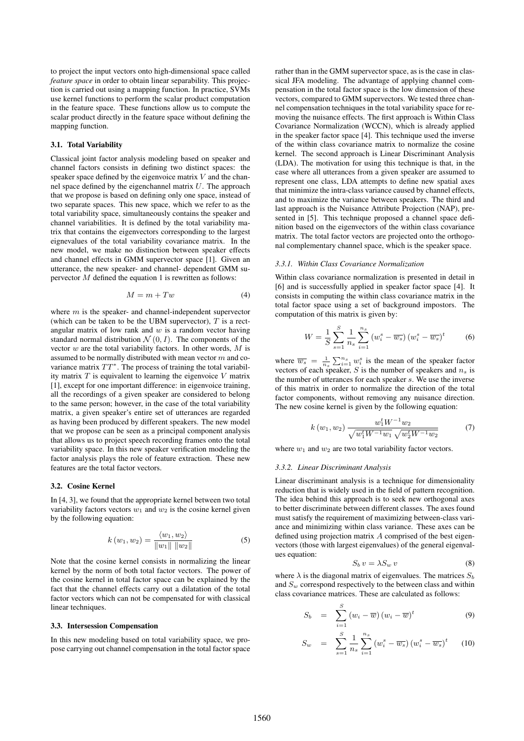to project the input vectors onto high-dimensional space called *feature space* in order to obtain linear separability. This projection is carried out using a mapping function. In practice, SVMs use kernel functions to perform the scalar product computation in the feature space. These functions allow us to compute the scalar product directly in the feature space without defining the mapping function.

### 3.1. Total Variability

Classical joint factor analysis modeling based on speaker and channel factors consists in defining two distinct spaces: the speaker space defined by the eigenvoice matrix $V$ and the channel space defined by the eigenchannel matrix $U$. The approach that we propose is based on defining only one space, instead of two separate spaces. This new space, which we refer to as the total variability space, simultaneously contains the speaker and channel variabilities. It is defined by the total variability matrix that contains the eigenvectors corresponding to the largest eignevalues of the total variability covariance matrix. In the new model, we make no distinction between speaker effects and channel effects in GMM supervector space [1]. Given an utterance, the new speaker- and channel- dependent GMM supervector $M$ defined the equation 1 is rewritten as follows:

$$M = m + Tw \tag{4}$$

where $m$ is the speaker- and channel-independent supervector (which can be taken to be the UBM supervector), $T$ is a rectangular matrix of low rank and $w$ is a random vector having standard normal distribution $\mathcal{N}(0, I)$. The components of the vector $w$ are the total variability factors. In other words, $M$ is assumed to be normally distributed with mean vector $m$ and covariance matrix $TT^{*}$. The process of training the total variability matrix $T$ is equivalent to learning the eigenvoice $V$ matrix [1], except for one important difference: in eigenvoice training, all the recordings of a given speaker are considered to belong to the same person; however, in the case of the total variability matrix, a given speaker's entire set of utterances are regarded as having been produced by different speakers. The new model that we propose can be seen as a principal component analysis that allows us to project speech recording frames onto the total variability space. In this new speaker verification modeling the factor analysis plays the role of feature extraction. These new features are the total factor vectors.

### 3.2. Cosine Kernel

In [4, 3], we found that the appropriate kernel between two total variability factors vectors $w_1$ and $w_2$ is the cosine kernel given by the following equation:

$$k(w_1, w_2) = \frac{\langle w_1, w_2 \rangle}{\|w_1\| \; \|w_2\|} \tag{5}$$

Note that the cosine kernel consists in normalizing the linear kernel by the norm of both total factor vectors. The power of the cosine kernel in total factor space can be explained by the fact that the channel effects carry out a dilatation of the total factor vectors which can not be compensated for with classical linear techniques.

### 3.3. Intersession Compensation

In this new modeling based on total variability space, we propose carrying out channel compensation in the total factor space rather than in the GMM supervector space, as is the case in classical JFA modeling. The advantage of applying channel compensation in the total factor space is the low dimension of these vectors, compared to GMM supervectors. We tested three channel compensation techniques in the total variability space for removing the nuisance effects. The first approach is Within Class Covariance Normalization (WCCN), which is already applied in the speaker factor space [4]. This technique used the inverse of the within class covariance matrix to normalize the cosine kernel. The second approach is Linear Discriminant Analysis (LDA). The motivation for using this technique is that, in the case where all utterances from a given speaker are assumed to represent one class, LDA attempts to define new spatial axes that minimize the intra-class variance caused by channel effects, and to maximize the variance between speakers. The third and last approach is the Nuisance Attribute Projection (NAP), presented in [5]. This technique proposed a channel space definition based on the eigenvectors of the within class covariance matrix. The total factor vectors are projected onto the orthogonal complementary channel space, which is the speaker space.

#### *3.3.1. Within Class Covariance Normalization*

Within class covariance normalization is presented in detail in [6] and is successfully applied in speaker factor space [4]. It consists in computing the within class covariance matrix in the total factor space using a set of background impostors. The computation of this matrix is given by:

$$W = \frac{1}{S} \sum_{s=1}^{S} \frac{1}{n_s} \sum_{i=1}^{n_s} \left(w_i^s - \overline{w_s}\right) \left(w_i^s - \overline{w_s}\right)^t \tag{6}$$

where $\overline{w_s} = \frac{1}{n_s} \sum_{i=1}^{n_s} w_i^s$ is the mean of the speaker factor vectors of each speaker, $S$ is the number of speakers and $n_s$ is the number of utterances for each speaker $s$. We use the inverse of this matrix in order to normalize the direction of the total factor components, without removing any nuisance direction. The new cosine kernel is given by the following equation:

$$k(w_1, w_2) \frac{w_1^t W^{-1} w_2}{\sqrt{w_1^t W^{-1} w_1} \, \sqrt{w_2^t W^{-1} w_2}} \tag{7}$$

where $w_1$ and $w_2$ are two total variability factor vectors.

#### *3.3.2. Linear Discriminant Analysis*

Linear discriminant analysis is a technique for dimensionality reduction that is widely used in the field of pattern recognition. The idea behind this approach is to seek new orthogonal axes to better discriminate between different classes. The axes found must satisfy the requirement of maximizing between-class variance and minimizing within class variance. These axes can be defined using projection matrix $A$ comprised of the best eigenvectors (those with largest eigenvalues) of the general eigenvalues equation:

$$S_b \, v = \lambda S_w \, v \tag{8}$$

where $\lambda$ is the diagonal matrix of eigenvalues. The matrices $S_b$ and $S_w$ correspond respectively to the between class and within class covariance matrices. These are calculated as follows:

$$S_b = \sum_{i=1}^{S} \left(w_i - \overline{w}\right) \left(w_i - \overline{w}\right)^t \tag{9}$$

$$S_w = \sum_{s=1}^{S} \frac{1}{n_s} \sum_{i=1}^{n_s} \left(w_i^s - \overline{w_s}\right) \left(w_i^s - \overline{w_s}\right)^t \tag{10}$$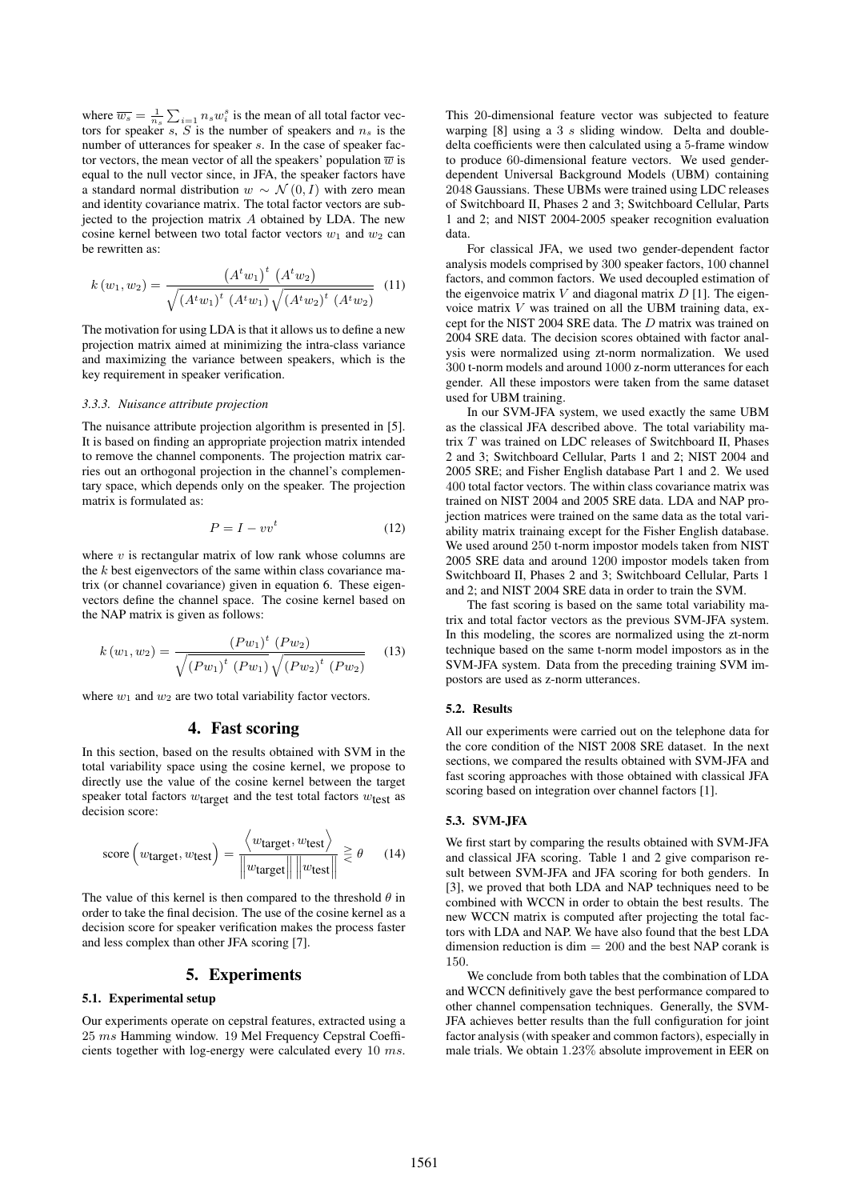where $\overline{w_s} = \frac{1}{n_s} \sum_{i=1}^{n_s} w_i^s$ is the mean of all total factor vectors for speaker $s$, $S$ is the number of speakers and $n_s$ is the number of utterances for speaker $s$. In the case of speaker factor vectors, the mean vector of all the speakers' population $\overline{w}$ is equal to the null vector since, in JFA, the speaker factors have a standard normal distribution $w \sim \mathcal{N}(0, I)$ with zero mean and identity covariance matrix. The total factor vectors are subjected to the projection matrix $A$ obtained by LDA. The new cosine kernel between two total factor vectors $w_1$ and $w_2$ can be rewritten as:

$$k(w_1, w_2) = \frac{\left(A^t w_1\right)^t \left(A^t w_2\right)}{\sqrt{\left(A^t w_1\right)^t \left(A^t w_1\right)} \sqrt{\left(A^t w_2\right)^t \left(A^t w_2\right)}} \quad (11)$$

The motivation for using LDA is that it allows us to define a new projection matrix aimed at minimizing the intra-class variance and maximizing the variance between speakers, which is the key requirement in speaker verification.

#### 3.3.3. Nuisance attribute projection

The nuisance attribute projection algorithm is presented in [5]. It is based on finding an appropriate projection matrix intended to remove the channel components. The projection matrix carries out an orthogonal projection in the channel's complementary space, which depends only on the speaker. The projection matrix is formulated as:

$$P = I - vv^t \quad (12)$$

where $v$ is rectangular matrix of low rank whose columns are the $k$ best eigenvectors of the same within class covariance matrix (or channel covariance) given in equation 6. These eigenvectors define the channel space. The cosine kernel based on the NAP matrix is given as follows:

$$k(w_1, w_2) = \frac{\left(P w_1\right)^t \left(P w_2\right)}{\sqrt{\left(P w_1\right)^t \left(P w_1\right)} \sqrt{\left(P w_2\right)^t \left(P w_2\right)}} \quad (13)$$

where $w_1$ and $w_2$ are two total variability factor vectors.

## 4. Fast scoring

In this section, based on the results obtained with SVM in the total variability space using the cosine kernel, we propose to directly use the value of the cosine kernel between the target speaker total factors $w_{\text{target}}$ and the test total factors $w_{\text{test}}$ as decision score:

$$\text{score}\left(w_{\text{target}}, w_{\text{test}}\right) = \frac{\left\langle w_{\text{target}}, w_{\text{test}} \right\rangle}{\left\| w_{\text{target}} \right\| \left\| w_{\text{test}} \right\|} \gtrless \theta \quad (14)$$

The value of this kernel is then compared to the threshold $\theta$ in order to take the final decision. The use of the cosine kernel as a decision score for speaker verification makes the process faster and less complex than other JFA scoring [7].

## 5. Experiments

### 5.1. Experimental setup

Our experiments operate on cepstral features, extracted using a 25 $ms$ Hamming window. 19 Mel Frequency Cepstral Coefficients together with log-energy were calculated every 10 $ms$. This 20-dimensional feature vector was subjected to feature warping [8] using a 3 $s$ sliding window. Delta and double-delta coefficients were then calculated using a 5-frame window to produce 60-dimensional feature vectors. We used gender-dependent Universal Background Models (UBM) containing 2048 Gaussians. These UBMs were trained using LDC releases of Switchboard II, Phases 2 and 3; Switchboard Cellular, Parts 1 and 2; and NIST 2004-2005 speaker recognition evaluation data.

For classical JFA, we used two gender-dependent factor analysis models comprised by 300 speaker factors, 100 channel factors, and common factors. We used decoupled estimation of the eigenvoice matrix $V$ and diagonal matrix $D$ [1]. The eigenvoice matrix $V$ was trained on all the UBM training data, except for the NIST 2004 SRE data. The $D$ matrix was trained on 2004 SRE data. The decision scores obtained with factor analysis were normalized using zt-norm normalization. We used 300 t-norm models and around 1000 z-norm utterances for each gender. All these impostors were taken from the same dataset used for UBM training.

In our SVM-JFA system, we used exactly the same UBM as the classical JFA described above. The total variability matrix $T$ was trained on LDC releases of Switchboard II, Phases 2 and 3; Switchboard Cellular, Parts 1 and 2; NIST 2004 and 2005 SRE; and Fisher English database Part 1 and 2. We used 400 total factor vectors. The within class covariance matrix was trained on NIST 2004 and 2005 SRE data. LDA and NAP projection matrices were trained on the same data as the total variability matrix trainaing except for the Fisher English database. We used around 250 t-norm impostor models taken from NIST 2005 SRE data and around 1200 impostor models taken from Switchboard II, Phases 2 and 3; Switchboard Cellular, Parts 1 and 2; and NIST 2004 SRE data in order to train the SVM.

The fast scoring is based on the same total variability matrix and total factor vectors as the previous SVM-JFA system. In this modeling, the scores are normalized using the zt-norm technique based on the same t-norm model impostors as in the SVM-JFA system. Data from the preceding training SVM impostors are used as z-norm utterances.

### 5.2. Results

All our experiments were carried out on the telephone data for the core condition of the NIST 2008 SRE dataset. In the next sections, we compared the results obtained with SVM-JFA and fast scoring approaches with those obtained with classical JFA scoring based on integration over channel factors [1].

### 5.3. SVM-JFA

We first start by comparing the results obtained with SVM-JFA and classical JFA scoring. Table 1 and 2 give comparison result between SVM-JFA and JFA scoring for both genders. In [3], we proved that both LDA and NAP techniques need to be combined with WCCN in order to obtain the best results. The new WCCN matrix is computed after projecting the total factors with LDA and NAP. We have also found that the best LDA dimension reduction is dim = 200 and the best NAP corank is 150.

We conclude from both tables that the combination of LDA and WCCN definitively gave the best performance compared to other channel compensation techniques. Generally, the SVM-JFA achieves better results than the full configuration for joint factor analysis (with speaker and common factors), especially in male trials. We obtain 1.23% absolute improvement in EER on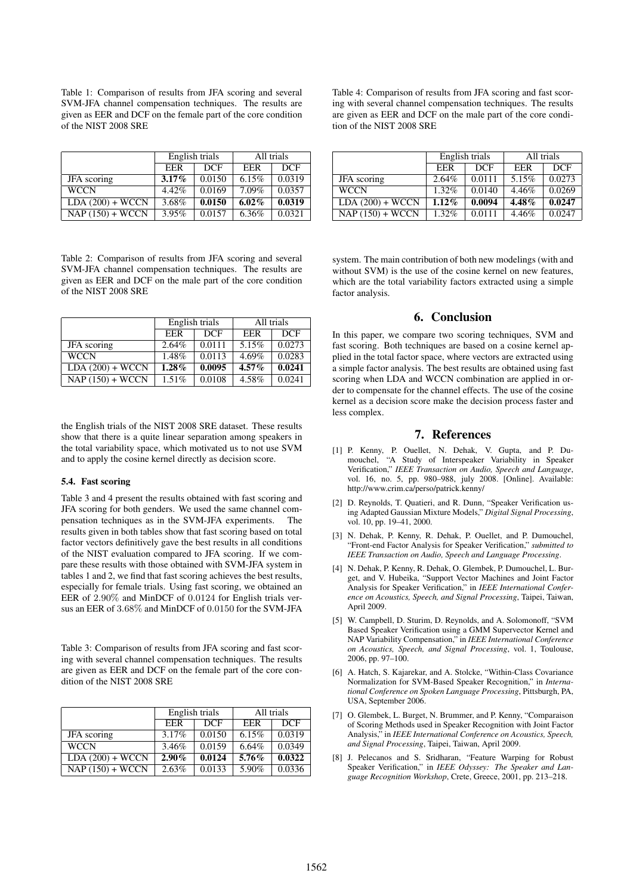Table 1: Comparison of results from JFA scoring and several SVM-JFA channel compensation techniques. The results are given as EER and DCF on the female part of the core condition of the NIST 2008 SRE

| | English trials | | All trials | |
|---|---|---|---|---|
| | EER | DCF | EER | DCF |
| JFA scoring | **3.17%** | 0.0150 | 6.15% | 0.0319 |
| WCCN | 4.42% | 0.0169 | 7.09% | 0.0357 |
| LDA (200) + WCCN | 3.68% | **0.0150** | **6.02%** | **0.0319** |
| NAP (150) + WCCN | 3.95% | 0.0157 | 6.36% | 0.0321 |

Table 2: Comparison of results from JFA scoring and several SVM-JFA channel compensation techniques. The results are given as EER and DCF on the male part of the core condition of the NIST 2008 SRE

| | English trials | | All trials | |
|---|---|---|---|---|
| | EER | DCF | EER | DCF |
| JFA scoring | 2.64% | 0.0111 | 5.15% | 0.0273 |
| WCCN | 1.48% | 0.0113 | 4.69% | 0.0283 |
| LDA (200) + WCCN | **1.28%** | **0.0095** | **4.57%** | **0.0241** |
| NAP (150) + WCCN | 1.51% | 0.0108 | 4.58% | 0.0241 |

the English trials of the NIST 2008 SRE dataset. These results show that there is a quite linear separation among speakers in the total variability space, which motivated us to not use SVM and to apply the cosine kernel directly as decision score.

### 5.4. Fast scoring

Table 3 and 4 present the results obtained with fast scoring and JFA scoring for both genders. We used the same channel compensation techniques as in the SVM-JFA experiments. The results given in both tables show that fast scoring based on total factor vectors definitively gave the best results in all conditions of the NIST evaluation compared to JFA scoring. If we compare these results with those obtained with SVM-JFA system in tables 1 and 2, we find that fast scoring achieves the best results, especially for female trials. Using fast scoring, we obtained an EER of $2.90\%$ and MinDCF of $0.0124$ for English trials versus an EER of $3.68\%$ and MinDCF of $0.0150$ for the SVM-JFA system. The main contribution of both new modelings (with and without SVM) is the use of the cosine kernel on new features, which are the total variability factors extracted using a simple factor analysis.

Table 3: Comparison of results from JFA scoring and fast scoring with several channel compensation techniques. The results are given as EER and DCF on the female part of the core condition of the NIST 2008 SRE

| | English trials | | All trials | |
|---|---|---|---|---|
| | EER | DCF | EER | DCF |
| JFA scoring | 3.17% | 0.0150 | 6.15% | 0.0319 |
| WCCN | 3.46% | 0.0159 | 6.64% | 0.0349 |
| LDA (200) + WCCN | **2.90%** | **0.0124** | **5.76%** | **0.0322** |
| NAP (150) + WCCN | 2.63% | 0.0133 | 5.90% | 0.0336 |

Table 4: Comparison of results from JFA scoring and fast scoring with several channel compensation techniques. The results are given as EER and DCF on the male part of the core condition of the NIST 2008 SRE

| | English trials | | All trials | |
|---|---|---|---|---|
| | EER | DCF | EER | DCF |
| JFA scoring | 2.64% | 0.0111 | 5.15% | 0.0273 |
| WCCN | 1.32% | 0.0140 | 4.46% | 0.0269 |
| LDA (200) + WCCN | **1.12%** | **0.0094** | **4.48%** | **0.0247** |
| NAP (150) + WCCN | 1.32% | 0.0111 | 4.46% | 0.0247 |

## 6. Conclusion

In this paper, we compare two scoring techniques, SVM and fast scoring. Both techniques are based on a cosine kernel applied in the total factor space, where vectors are extracted using a simple factor analysis. The best results are obtained using fast scoring when LDA and WCCN combination are applied in order to compensate for the channel effects. The use of the cosine kernel as a decision score make the decision process faster and less complex.

## 7. References

- [1] P. Kenny, P. Ouellet, N. Dehak, V. Gupta, and P. Dumouchel, "A Study of Interspeaker Variability in Speaker Verification," *IEEE Transaction on Audio, Speech and Language*, vol. 16, no. 5, pp. 980–988, july 2008. [Online]. Available: http://www.crim.ca/perso/patrick.kenny/
- [2] D. Reynolds, T. Quatieri, and R. Dunn, "Speaker Verification using Adapted Gaussian Mixture Models," *Digital Signal Processing*, vol. 10, pp. 19–41, 2000.
- [3] N. Dehak, P. Kenny, R. Dehak, P. Ouellet, and P. Dumouchel, "Front-end Factor Analysis for Speaker Verification," *submitted to IEEE Transaction on Audio, Speech and Language Processing*.
- [4] N. Dehak, P. Kenny, R. Dehak, O. Glembek, P. Dumouchel, L. Burget, and V. Hubeika, "Support Vector Machines and Joint Factor Analysis for Speaker Verification," in *IEEE International Conference on Acoustics, Speech, and Signal Processing*, Taipei, Taiwan, April 2009.
- [5] W. Campbell, D. Sturim, D. Reynolds, and A. Solomonoff, "SVM Based Speaker Verification using a GMM Supervector Kernel and NAP Variability Compensation," in *IEEE International Conference on Acoustics, Speech, and Signal Processing*, vol. 1, Toulouse, 2006, pp. 97–100.
- [6] A. Hatch, S. Kajarekar, and A. Stolcke, "Within-Class Covariance Normalization for SVM-Based Speaker Recognition," in *International Conference on Spoken Language Processing*, Pittsburgh, PA, USA, September 2006.
- [7] O. Glembek, L. Burget, N. Brummer, and P. Kenny, "Comparaison of Scoring Methods used in Speaker Recognition with Joint Factor Analysis," in *IEEE International Conference on Acoustics, Speech, and Signal Processing*, Taipei, Taiwan, April 2009.
- [8] J. Pelecanos and S. Sridharan, "Feature Warping for Robust Speaker Verification," in *IEEE Odyssey: The Speaker and Language Recognition Workshop*, Crete, Greece, 2001, pp. 213–218.